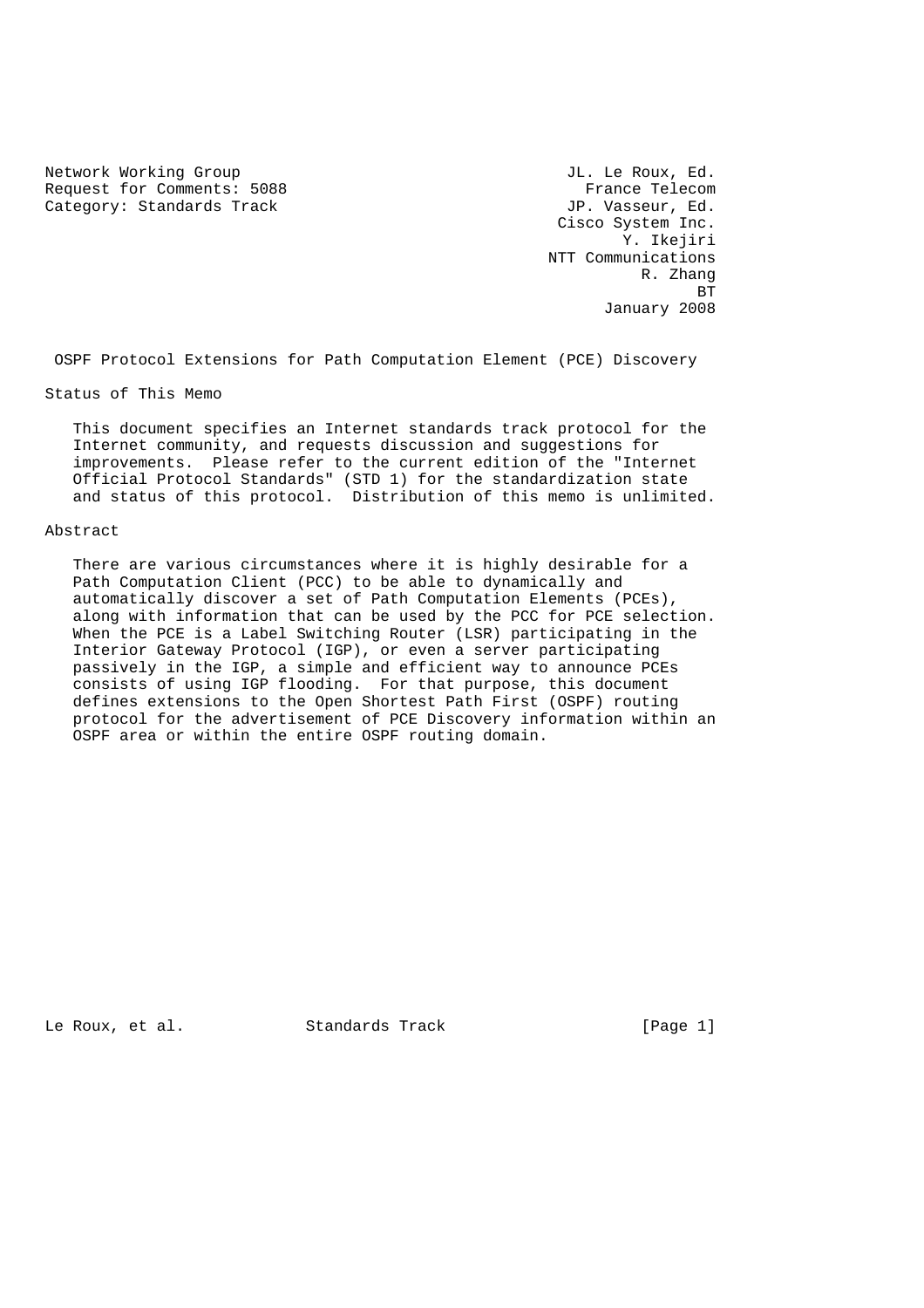Network Working Group JL. Le Roux, Ed.
Request for Comments: 5088 France Telecom
Category: Standards Track JP. Vasseur, Ed.
Cisco System Inc.
Y. Ikejiri
NTT Communications
R. Zhang
BT
January 2008

# OSPF Protocol Extensions for Path Computation Element (PCE) Discovery

## Status of This Memo

This document specifies an Internet standards track protocol for the Internet community, and requests discussion and suggestions for improvements. Please refer to the current edition of the "Internet Official Protocol Standards" (STD 1) for the standardization state and status of this protocol. Distribution of this memo is unlimited.

## Abstract

There are various circumstances where it is highly desirable for a Path Computation Client (PCC) to be able to dynamically and automatically discover a set of Path Computation Elements (PCEs), along with information that can be used by the PCC for PCE selection. When the PCE is a Label Switching Router (LSR) participating in the Interior Gateway Protocol (IGP), or even a server participating passively in the IGP, a simple and efficient way to announce PCEs consists of using IGP flooding. For that purpose, this document defines extensions to the Open Shortest Path First (OSPF) routing protocol for the advertisement of PCE Discovery information within an OSPF area or within the entire OSPF routing domain.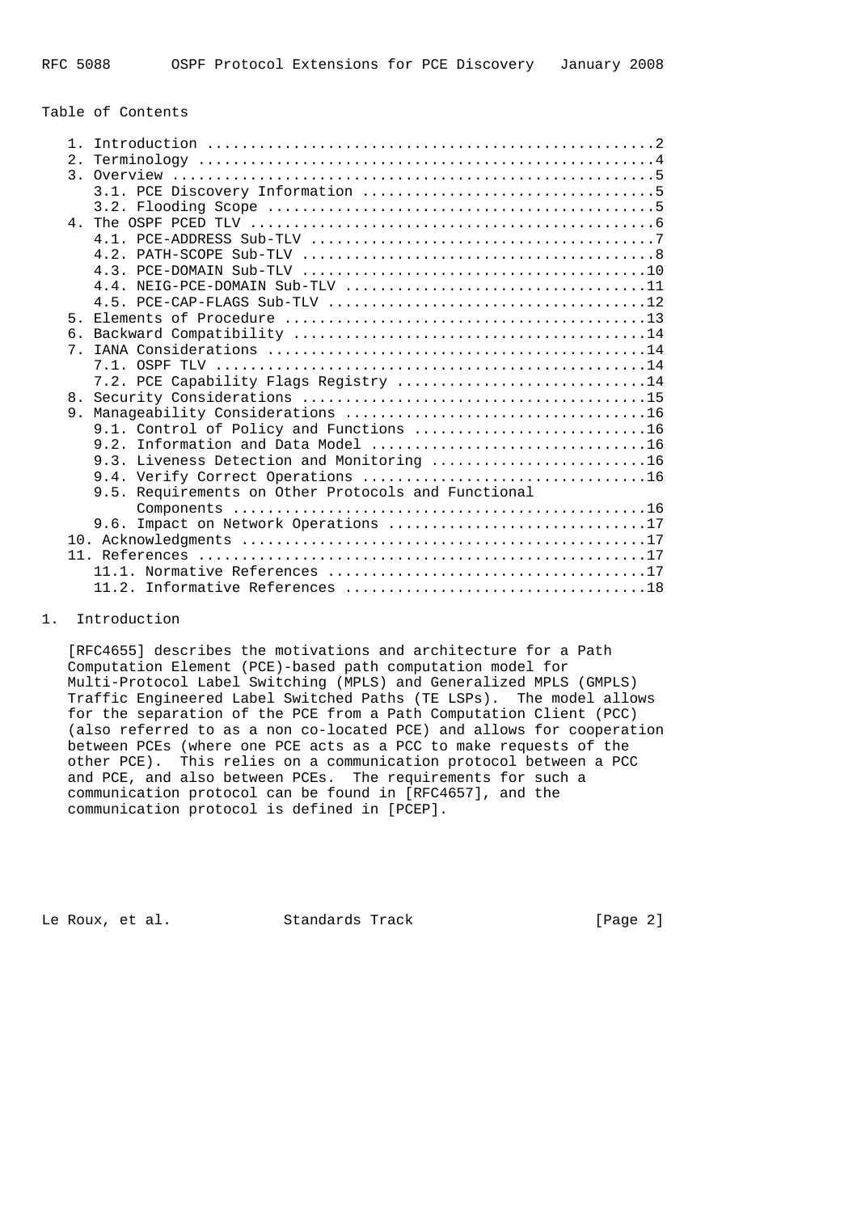Table of Contents

```
   1. Introduction ....................................................2
   2. Terminology .....................................................4
   3. Overview ........................................................5
      3.1. PCE Discovery Information ..................................5
      3.2. Flooding Scope .............................................5
   4. The OSPF PCED TLV ...............................................6
      4.1. PCE-ADDRESS Sub-TLV ........................................7
      4.2. PATH-SCOPE Sub-TLV .........................................8
      4.3. PCE-DOMAIN Sub-TLV ........................................10
      4.4. NEIG-PCE-DOMAIN Sub-TLV ...................................11
      4.5. PCE-CAP-FLAGS Sub-TLV .....................................12
   5. Elements of Procedure ..........................................13
   6. Backward Compatibility .........................................14
   7. IANA Considerations ............................................14
      7.1. OSPF TLV ..................................................14
      7.2. PCE Capability Flags Registry .............................14
   8. Security Considerations ........................................15
   9. Manageability Considerations ...................................16
      9.1. Control of Policy and Functions ...........................16
      9.2. Information and Data Model ................................16
      9.3. Liveness Detection and Monitoring .........................16
      9.4. Verify Correct Operations .................................16
      9.5. Requirements on Other Protocols and Functional
           Components ................................................16
      9.6. Impact on Network Operations ..............................17
   10. Acknowledgments ...............................................17
   11. References ....................................................17
      11.1. Normative References .....................................17
      11.2. Informative References ...................................18
```

## 1. Introduction

[RFC4655] describes the motivations and architecture for a Path Computation Element (PCE)-based path computation model for Multi-Protocol Label Switching (MPLS) and Generalized MPLS (GMPLS) Traffic Engineered Label Switched Paths (TE LSPs). The model allows for the separation of the PCE from a Path Computation Client (PCC) (also referred to as a non co-located PCE) and allows for cooperation between PCEs (where one PCE acts as a PCC to make requests of the other PCE). This relies on a communication protocol between a PCC and PCE, and also between PCEs. The requirements for such a communication protocol can be found in [RFC4657], and the communication protocol is defined in [PCEP].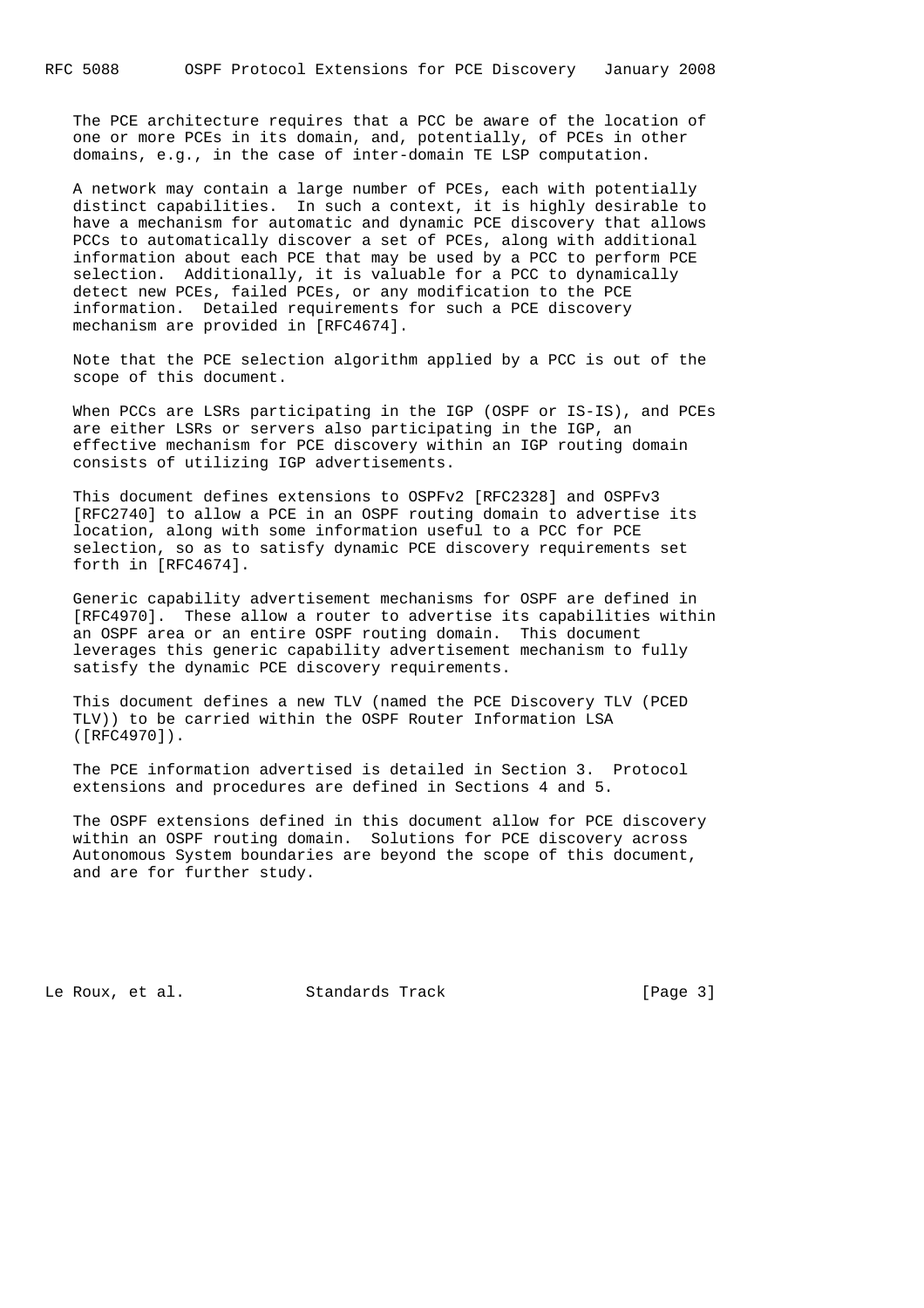The PCE architecture requires that a PCC be aware of the location of one or more PCEs in its domain, and, potentially, of PCEs in other domains, e.g., in the case of inter-domain TE LSP computation.

A network may contain a large number of PCEs, each with potentially distinct capabilities. In such a context, it is highly desirable to have a mechanism for automatic and dynamic PCE discovery that allows PCCs to automatically discover a set of PCEs, along with additional information about each PCE that may be used by a PCC to perform PCE selection. Additionally, it is valuable for a PCC to dynamically detect new PCEs, failed PCEs, or any modification to the PCE information. Detailed requirements for such a PCE discovery mechanism are provided in [RFC4674].

Note that the PCE selection algorithm applied by a PCC is out of the scope of this document.

When PCCs are LSRs participating in the IGP (OSPF or IS-IS), and PCEs are either LSRs or servers also participating in the IGP, an effective mechanism for PCE discovery within an IGP routing domain consists of utilizing IGP advertisements.

This document defines extensions to OSPFv2 [RFC2328] and OSPFv3 [RFC2740] to allow a PCE in an OSPF routing domain to advertise its location, along with some information useful to a PCC for PCE selection, so as to satisfy dynamic PCE discovery requirements set forth in [RFC4674].

Generic capability advertisement mechanisms for OSPF are defined in [RFC4970]. These allow a router to advertise its capabilities within an OSPF area or an entire OSPF routing domain. This document leverages this generic capability advertisement mechanism to fully satisfy the dynamic PCE discovery requirements.

This document defines a new TLV (named the PCE Discovery TLV (PCED TLV)) to be carried within the OSPF Router Information LSA ([RFC4970]).

The PCE information advertised is detailed in Section 3. Protocol extensions and procedures are defined in Sections 4 and 5.

The OSPF extensions defined in this document allow for PCE discovery within an OSPF routing domain. Solutions for PCE discovery across Autonomous System boundaries are beyond the scope of this document, and are for further study.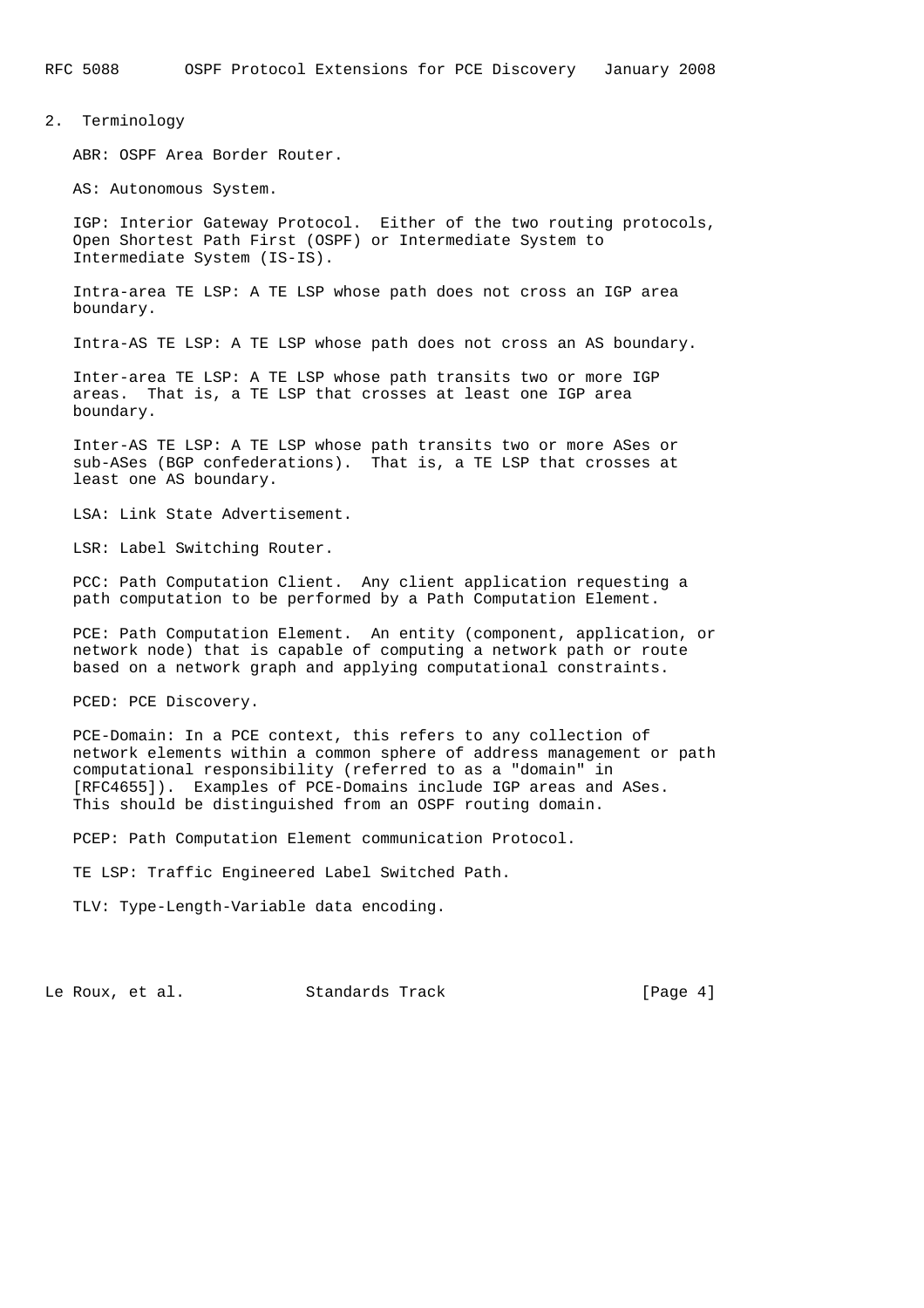## 2. Terminology

ABR: OSPF Area Border Router.

AS: Autonomous System.

IGP: Interior Gateway Protocol. Either of the two routing protocols, Open Shortest Path First (OSPF) or Intermediate System to Intermediate System (IS-IS).

Intra-area TE LSP: A TE LSP whose path does not cross an IGP area boundary.

Intra-AS TE LSP: A TE LSP whose path does not cross an AS boundary.

Inter-area TE LSP: A TE LSP whose path transits two or more IGP areas. That is, a TE LSP that crosses at least one IGP area boundary.

Inter-AS TE LSP: A TE LSP whose path transits two or more ASes or sub-ASes (BGP confederations). That is, a TE LSP that crosses at least one AS boundary.

LSA: Link State Advertisement.

LSR: Label Switching Router.

PCC: Path Computation Client. Any client application requesting a path computation to be performed by a Path Computation Element.

PCE: Path Computation Element. An entity (component, application, or network node) that is capable of computing a network path or route based on a network graph and applying computational constraints.

PCED: PCE Discovery.

PCE-Domain: In a PCE context, this refers to any collection of network elements within a common sphere of address management or path computational responsibility (referred to as a "domain" in [RFC4655]). Examples of PCE-Domains include IGP areas and ASes. This should be distinguished from an OSPF routing domain.

PCEP: Path Computation Element communication Protocol.

TE LSP: Traffic Engineered Label Switched Path.

TLV: Type-Length-Variable data encoding.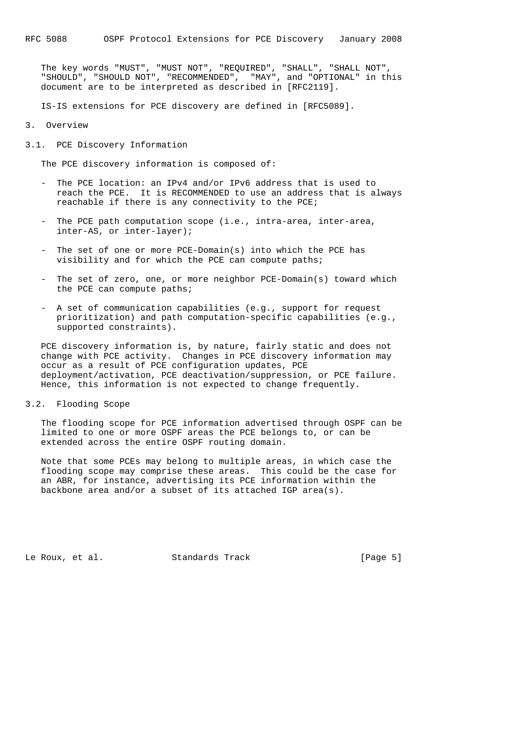The key words "MUST", "MUST NOT", "REQUIRED", "SHALL", "SHALL NOT", "SHOULD", "SHOULD NOT", "RECOMMENDED", "MAY", and "OPTIONAL" in this document are to be interpreted as described in [RFC2119].

IS-IS extensions for PCE discovery are defined in [RFC5089].

## 3. Overview

### 3.1. PCE Discovery Information

The PCE discovery information is composed of:

- The PCE location: an IPv4 and/or IPv6 address that is used to reach the PCE. It is RECOMMENDED to use an address that is always reachable if there is any connectivity to the PCE;
- The PCE path computation scope (i.e., intra-area, inter-area, inter-AS, or inter-layer);
- The set of one or more PCE-Domain(s) into which the PCE has visibility and for which the PCE can compute paths;
- The set of zero, one, or more neighbor PCE-Domain(s) toward which the PCE can compute paths;
- A set of communication capabilities (e.g., support for request prioritization) and path computation-specific capabilities (e.g., supported constraints).

PCE discovery information is, by nature, fairly static and does not change with PCE activity. Changes in PCE discovery information may occur as a result of PCE configuration updates, PCE deployment/activation, PCE deactivation/suppression, or PCE failure. Hence, this information is not expected to change frequently.

### 3.2. Flooding Scope

The flooding scope for PCE information advertised through OSPF can be limited to one or more OSPF areas the PCE belongs to, or can be extended across the entire OSPF routing domain.

Note that some PCEs may belong to multiple areas, in which case the flooding scope may comprise these areas. This could be the case for an ABR, for instance, advertising its PCE information within the backbone area and/or a subset of its attached IGP area(s).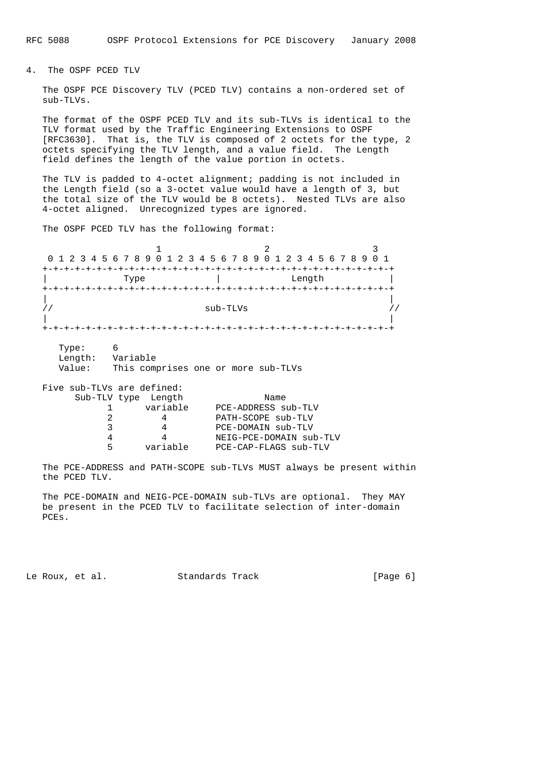## 4. The OSPF PCED TLV

The OSPF PCE Discovery TLV (PCED TLV) contains a non-ordered set of sub-TLVs.

The format of the OSPF PCED TLV and its sub-TLVs is identical to the TLV format used by the Traffic Engineering Extensions to OSPF [RFC3630]. That is, the TLV is composed of 2 octets for the type, 2 octets specifying the TLV length, and a value field. The Length field defines the length of the value portion in octets.

The TLV is padded to 4-octet alignment; padding is not included in the Length field (so a 3-octet value would have a length of 3, but the total size of the TLV would be 8 octets). Nested TLVs are also 4-octet aligned. Unrecognized types are ignored.

The OSPF PCED TLV has the following format:

```
                     1                   2                   3
 0 1 2 3 4 5 6 7 8 9 0 1 2 3 4 5 6 7 8 9 0 1 2 3 4 5 6 7 8 9 0 1
+-+-+-+-+-+-+-+-+-+-+-+-+-+-+-+-+-+-+-+-+-+-+-+-+-+-+-+-+-+-+-+-+
|              Type             |             Length            |
+-+-+-+-+-+-+-+-+-+-+-+-+-+-+-+-+-+-+-+-+-+-+-+-+-+-+-+-+-+-+-+-+
|                                                               |
//                            sub-TLVs                         //
|                                                               |
+-+-+-+-+-+-+-+-+-+-+-+-+-+-+-+-+-+-+-+-+-+-+-+-+-+-+-+-+-+-+-+-+
```

Type: 6
Length: Variable
Value: This comprises one or more sub-TLVs

Five sub-TLVs are defined:

| Sub-TLV type | Length | Name |
|---|---|---|
| 1 | variable | PCE-ADDRESS sub-TLV |
| 2 | 4 | PATH-SCOPE sub-TLV |
| 3 | 4 | PCE-DOMAIN sub-TLV |
| 4 | 4 | NEIG-PCE-DOMAIN sub-TLV |
| 5 | variable | PCE-CAP-FLAGS sub-TLV |

The PCE-ADDRESS and PATH-SCOPE sub-TLVs MUST always be present within the PCED TLV.

The PCE-DOMAIN and NEIG-PCE-DOMAIN sub-TLVs are optional. They MAY be present in the PCED TLV to facilitate selection of inter-domain PCEs.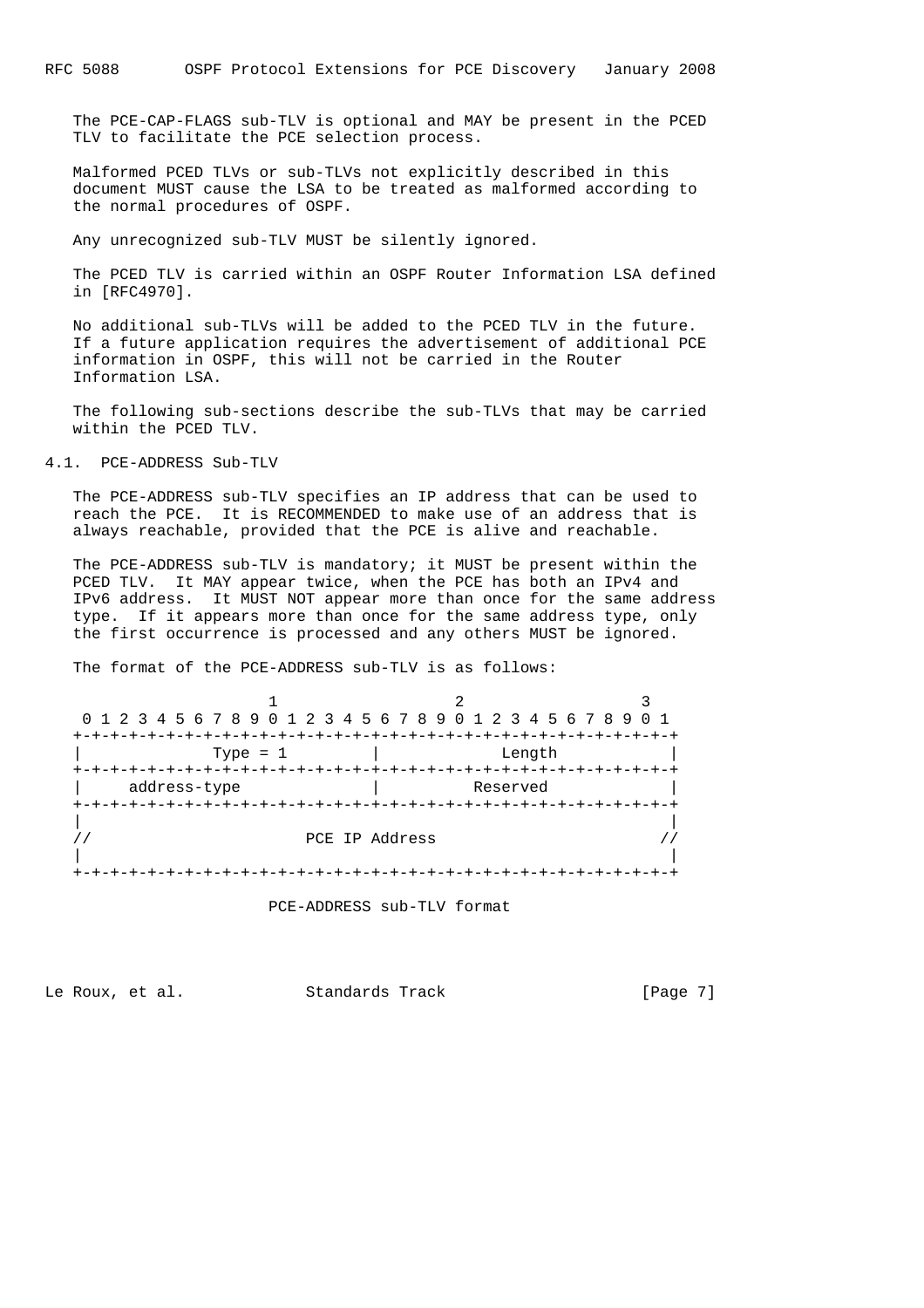The PCE-CAP-FLAGS sub-TLV is optional and MAY be present in the PCED TLV to facilitate the PCE selection process.

Malformed PCED TLVs or sub-TLVs not explicitly described in this document MUST cause the LSA to be treated as malformed according to the normal procedures of OSPF.

Any unrecognized sub-TLV MUST be silently ignored.

The PCED TLV is carried within an OSPF Router Information LSA defined in [RFC4970].

No additional sub-TLVs will be added to the PCED TLV in the future. If a future application requires the advertisement of additional PCE information in OSPF, this will not be carried in the Router Information LSA.

The following sub-sections describe the sub-TLVs that may be carried within the PCED TLV.

## 4.1. PCE-ADDRESS Sub-TLV

The PCE-ADDRESS sub-TLV specifies an IP address that can be used to reach the PCE. It is RECOMMENDED to make use of an address that is always reachable, provided that the PCE is alive and reachable.

The PCE-ADDRESS sub-TLV is mandatory; it MUST be present within the PCED TLV. It MAY appear twice, when the PCE has both an IPv4 and IPv6 address. It MUST NOT appear more than once for the same address type. If it appears more than once for the same address type, only the first occurrence is processed and any others MUST be ignored.

The format of the PCE-ADDRESS sub-TLV is as follows:

```
                     1                   2                   3
 0 1 2 3 4 5 6 7 8 9 0 1 2 3 4 5 6 7 8 9 0 1 2 3 4 5 6 7 8 9 0 1
+-+-+-+-+-+-+-+-+-+-+-+-+-+-+-+-+-+-+-+-+-+-+-+-+-+-+-+-+-+-+-+-+
|              Type = 1         |             Length            |
+-+-+-+-+-+-+-+-+-+-+-+-+-+-+-+-+-+-+-+-+-+-+-+-+-+-+-+-+-+-+-+-+
|     address-type              |          Reserved             |
+-+-+-+-+-+-+-+-+-+-+-+-+-+-+-+-+-+-+-+-+-+-+-+-+-+-+-+-+-+-+-+-+
|                                                               |
//                       PCE IP Address                        //
|                                                               |
+-+-+-+-+-+-+-+-+-+-+-+-+-+-+-+-+-+-+-+-+-+-+-+-+-+-+-+-+-+-+-+-+
```

PCE-ADDRESS sub-TLV format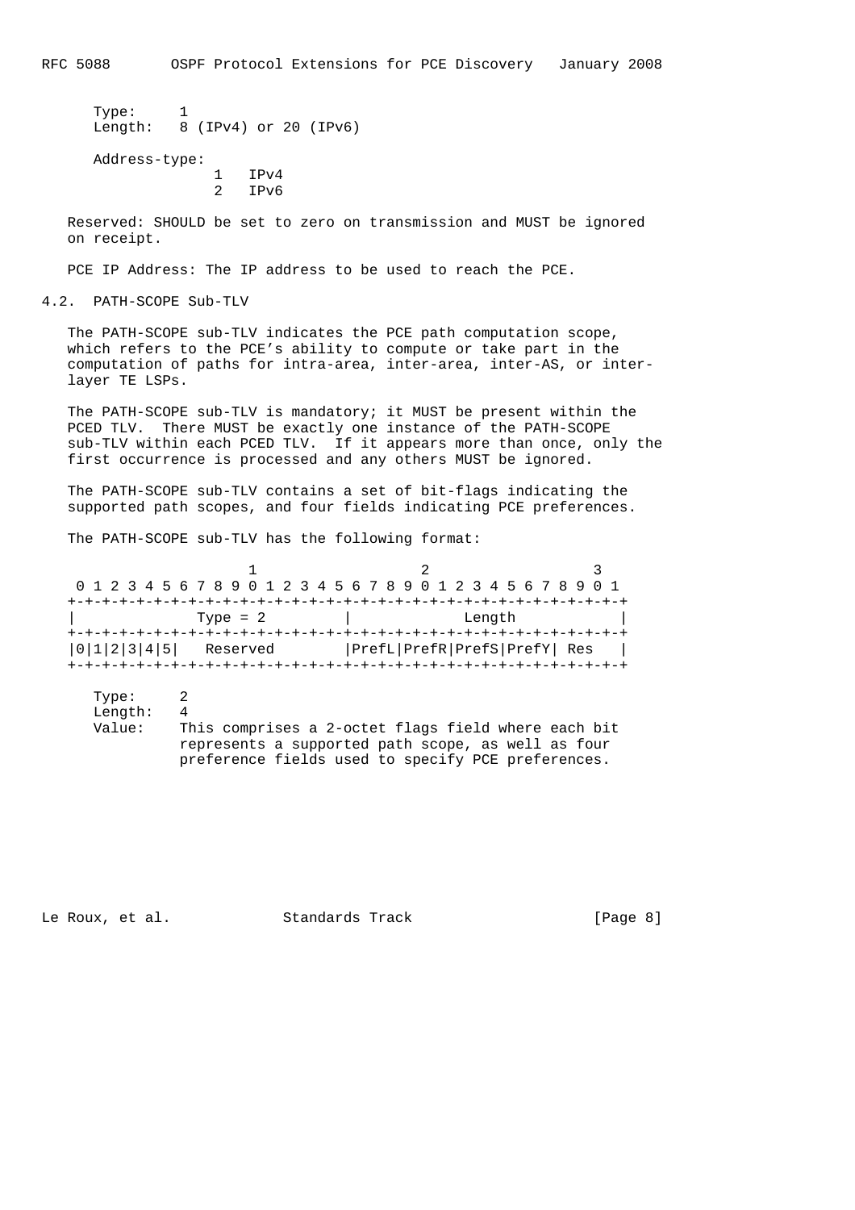Type: 1
Length: 8 (IPv4) or 20 (IPv6)

Address-type:
1 IPv4
2 IPv6

Reserved: SHOULD be set to zero on transmission and MUST be ignored on receipt.

PCE IP Address: The IP address to be used to reach the PCE.

### 4.2. PATH-SCOPE Sub-TLV

The PATH-SCOPE sub-TLV indicates the PCE path computation scope, which refers to the PCE's ability to compute or take part in the computation of paths for intra-area, inter-area, inter-AS, or inter-layer TE LSPs.

The PATH-SCOPE sub-TLV is mandatory; it MUST be present within the PCED TLV. There MUST be exactly one instance of the PATH-SCOPE sub-TLV within each PCED TLV. If it appears more than once, only the first occurrence is processed and any others MUST be ignored.

The PATH-SCOPE sub-TLV contains a set of bit-flags indicating the supported path scopes, and four fields indicating PCE preferences.

The PATH-SCOPE sub-TLV has the following format:

```
                     1                   2                   3
 0 1 2 3 4 5 6 7 8 9 0 1 2 3 4 5 6 7 8 9 0 1 2 3 4 5 6 7 8 9 0 1
+-+-+-+-+-+-+-+-+-+-+-+-+-+-+-+-+-+-+-+-+-+-+-+-+-+-+-+-+-+-+-+-+
|              Type = 2         |             Length            |
+-+-+-+-+-+-+-+-+-+-+-+-+-+-+-+-+-+-+-+-+-+-+-+-+-+-+-+-+-+-+-+-+
|0|1|2|3|4|5|   Reserved        |PrefL|PrefR|PrefS|PrefY| Res   |
+-+-+-+-+-+-+-+-+-+-+-+-+-+-+-+-+-+-+-+-+-+-+-+-+-+-+-+-+-+-+-+-+
```

Type: 2
Length: 4
Value: This comprises a 2-octet flags field where each bit represents a supported path scope, as well as four preference fields used to specify PCE preferences.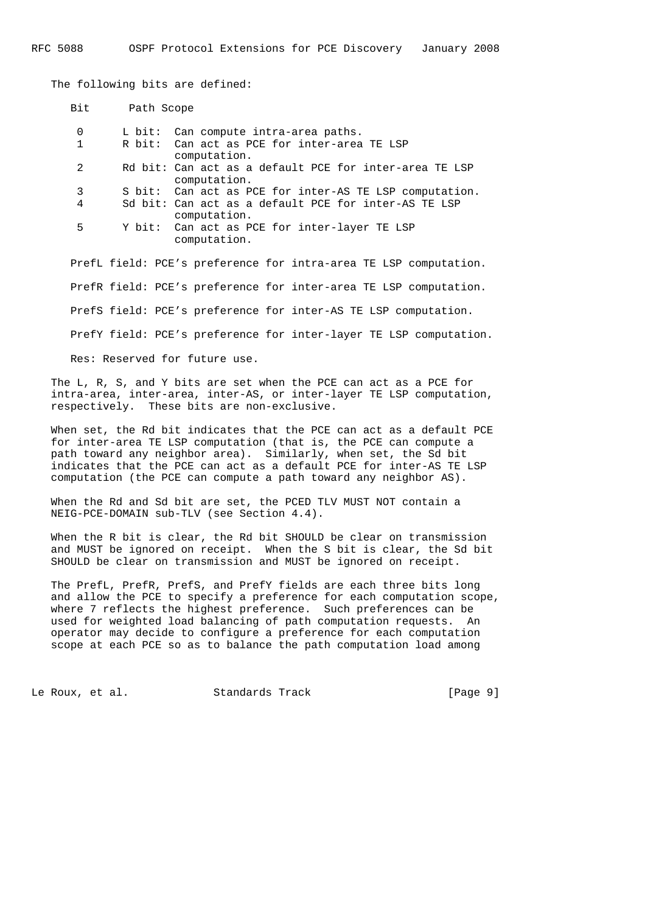The following bits are defined:

| Bit | Path Scope |
| --- | --- |
| 0 | L bit: Can compute intra-area paths. |
| 1 | R bit: Can act as PCE for inter-area TE LSP computation. |
| 2 | Rd bit: Can act as a default PCE for inter-area TE LSP computation. |
| 3 | S bit: Can act as PCE for inter-AS TE LSP computation. |
| 4 | Sd bit: Can act as a default PCE for inter-AS TE LSP computation. |
| 5 | Y bit: Can act as PCE for inter-layer TE LSP computation. |

PrefL field: PCE's preference for intra-area TE LSP computation.

PrefR field: PCE's preference for inter-area TE LSP computation.

PrefS field: PCE's preference for inter-AS TE LSP computation.

PrefY field: PCE's preference for inter-layer TE LSP computation.

Res: Reserved for future use.

The L, R, S, and Y bits are set when the PCE can act as a PCE for intra-area, inter-area, inter-AS, or inter-layer TE LSP computation, respectively. These bits are non-exclusive.

When set, the Rd bit indicates that the PCE can act as a default PCE for inter-area TE LSP computation (that is, the PCE can compute a path toward any neighbor area). Similarly, when set, the Sd bit indicates that the PCE can act as a default PCE for inter-AS TE LSP computation (the PCE can compute a path toward any neighbor AS).

When the Rd and Sd bit are set, the PCED TLV MUST NOT contain a NEIG-PCE-DOMAIN sub-TLV (see Section 4.4).

When the R bit is clear, the Rd bit SHOULD be clear on transmission and MUST be ignored on receipt. When the S bit is clear, the Sd bit SHOULD be clear on transmission and MUST be ignored on receipt.

The PrefL, PrefR, PrefS, and PrefY fields are each three bits long and allow the PCE to specify a preference for each computation scope, where 7 reflects the highest preference. Such preferences can be used for weighted load balancing of path computation requests. An operator may decide to configure a preference for each computation scope at each PCE so as to balance the path computation load among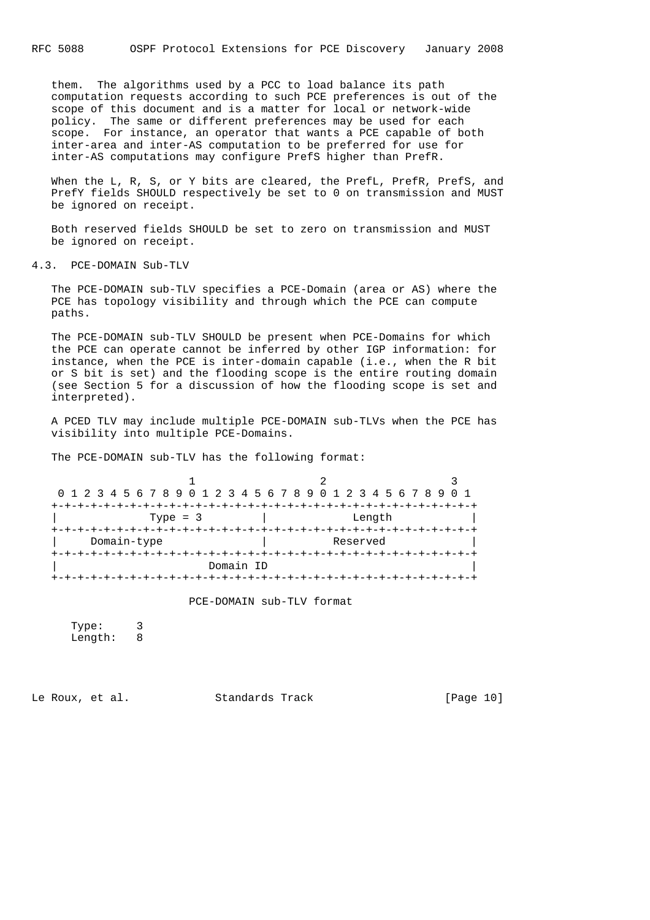them. The algorithms used by a PCC to load balance its path computation requests according to such PCE preferences is out of the scope of this document and is a matter for local or network-wide policy. The same or different preferences may be used for each scope. For instance, an operator that wants a PCE capable of both inter-area and inter-AS computation to be preferred for use for inter-AS computations may configure PrefS higher than PrefR.

When the L, R, S, or Y bits are cleared, the PrefL, PrefR, PrefS, and PrefY fields SHOULD respectively be set to 0 on transmission and MUST be ignored on receipt.

Both reserved fields SHOULD be set to zero on transmission and MUST be ignored on receipt.

### 4.3. PCE-DOMAIN Sub-TLV

The PCE-DOMAIN sub-TLV specifies a PCE-Domain (area or AS) where the PCE has topology visibility and through which the PCE can compute paths.

The PCE-DOMAIN sub-TLV SHOULD be present when PCE-Domains for which the PCE can operate cannot be inferred by other IGP information: for instance, when the PCE is inter-domain capable (i.e., when the R bit or S bit is set) and the flooding scope is the entire routing domain (see Section 5 for a discussion of how the flooding scope is set and interpreted).

A PCED TLV may include multiple PCE-DOMAIN sub-TLVs when the PCE has visibility into multiple PCE-Domains.

The PCE-DOMAIN sub-TLV has the following format:

```
                     1                   2                   3
 0 1 2 3 4 5 6 7 8 9 0 1 2 3 4 5 6 7 8 9 0 1 2 3 4 5 6 7 8 9 0 1
+-+-+-+-+-+-+-+-+-+-+-+-+-+-+-+-+-+-+-+-+-+-+-+-+-+-+-+-+-+-+-+-+
|           Type = 3            |             Length            |
+-+-+-+-+-+-+-+-+-+-+-+-+-+-+-+-+-+-+-+-+-+-+-+-+-+-+-+-+-+-+-+-+
|     Domain-type               |          Reserved             |
+-+-+-+-+-+-+-+-+-+-+-+-+-+-+-+-+-+-+-+-+-+-+-+-+-+-+-+-+-+-+-+-+
|                          Domain ID                            |
+-+-+-+-+-+-+-+-+-+-+-+-+-+-+-+-+-+-+-+-+-+-+-+-+-+-+-+-+-+-+-+-+
```

PCE-DOMAIN sub-TLV format

```
Type:     3
Length:   8
```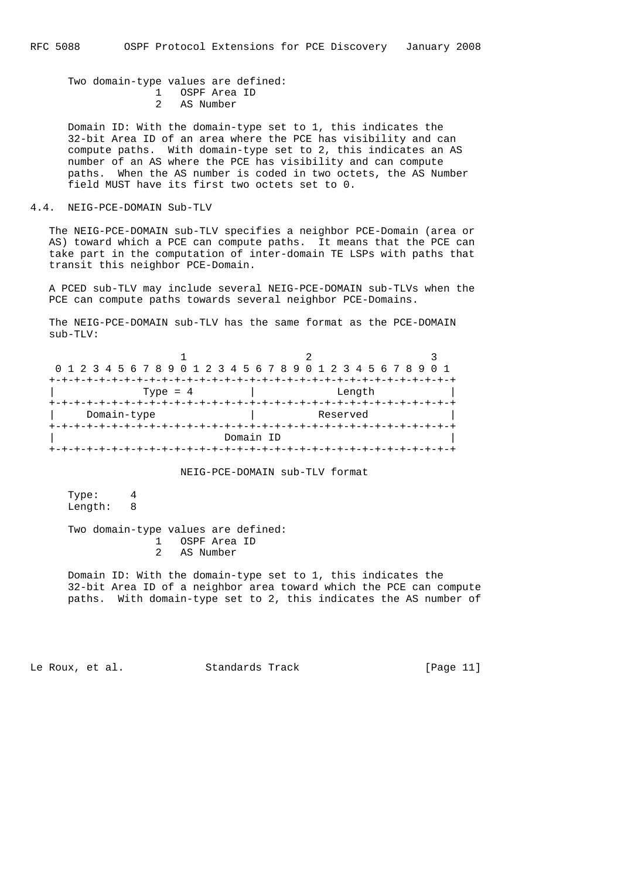Two domain-type values are defined:

1   OSPF Area ID
2   AS Number

Domain ID: With the domain-type set to 1, this indicates the 32-bit Area ID of an area where the PCE has visibility and can compute paths. With domain-type set to 2, this indicates an AS number of an AS where the PCE has visibility and can compute paths. When the AS number is coded in two octets, the AS Number field MUST have its first two octets set to 0.

### 4.4. NEIG-PCE-DOMAIN Sub-TLV

The NEIG-PCE-DOMAIN sub-TLV specifies a neighbor PCE-Domain (area or AS) toward which a PCE can compute paths. It means that the PCE can take part in the computation of inter-domain TE LSPs with paths that transit this neighbor PCE-Domain.

A PCED sub-TLV may include several NEIG-PCE-DOMAIN sub-TLVs when the PCE can compute paths towards several neighbor PCE-Domains.

The NEIG-PCE-DOMAIN sub-TLV has the same format as the PCE-DOMAIN sub-TLV:

```
 0                   1                   2                   3
 0 1 2 3 4 5 6 7 8 9 0 1 2 3 4 5 6 7 8 9 0 1 2 3 4 5 6 7 8 9 0 1
+-+-+-+-+-+-+-+-+-+-+-+-+-+-+-+-+-+-+-+-+-+-+-+-+-+-+-+-+-+-+-+-+
|             Type = 4          |             Length            |
+-+-+-+-+-+-+-+-+-+-+-+-+-+-+-+-+-+-+-+-+-+-+-+-+-+-+-+-+-+-+-+-+
|     Domain-type               |          Reserved             |
+-+-+-+-+-+-+-+-+-+-+-+-+-+-+-+-+-+-+-+-+-+-+-+-+-+-+-+-+-+-+-+-+
|                            Domain ID                          |
+-+-+-+-+-+-+-+-+-+-+-+-+-+-+-+-+-+-+-+-+-+-+-+-+-+-+-+-+-+-+-+-+
```

NEIG-PCE-DOMAIN sub-TLV format

Type:     4
Length:   8

Two domain-type values are defined:

1   OSPF Area ID
2   AS Number

Domain ID: With the domain-type set to 1, this indicates the 32-bit Area ID of a neighbor area toward which the PCE can compute paths. With domain-type set to 2, this indicates the AS number of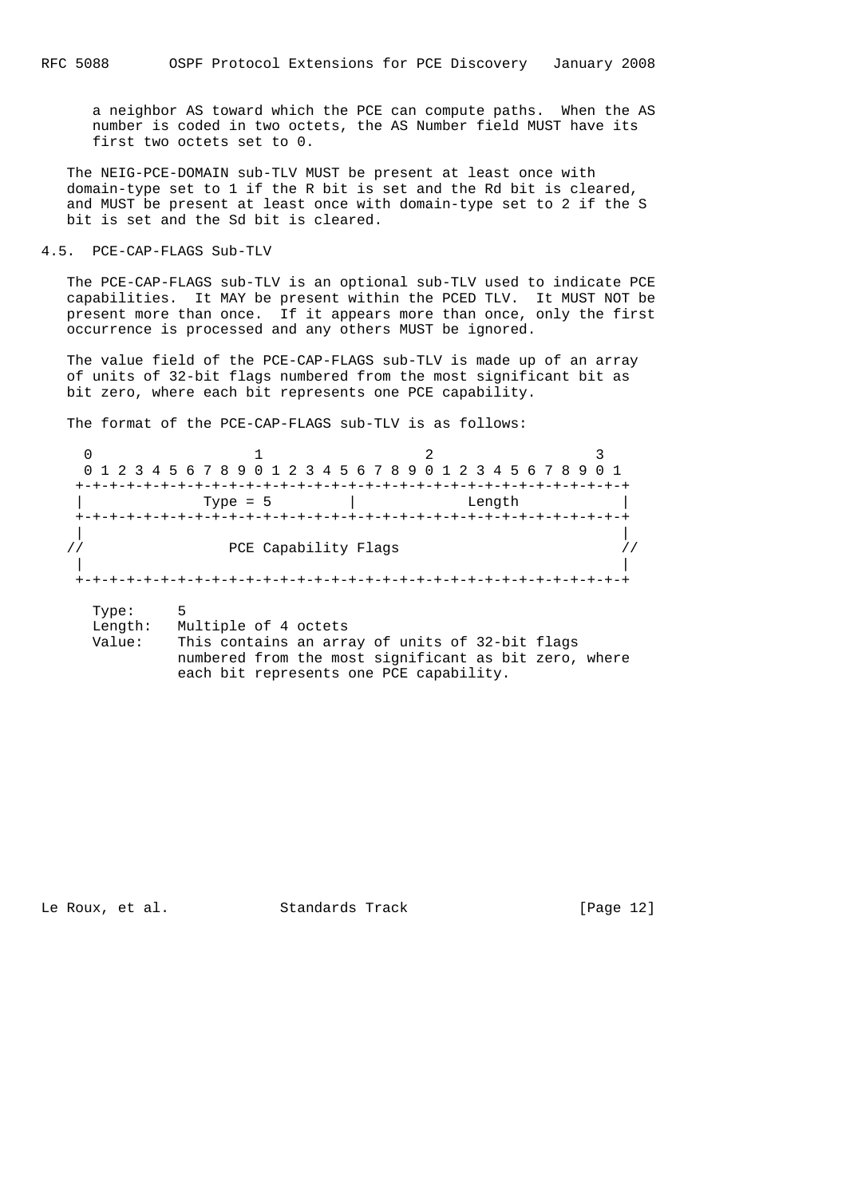a neighbor AS toward which the PCE can compute paths. When the AS number is coded in two octets, the AS Number field MUST have its first two octets set to 0.

The NEIG-PCE-DOMAIN sub-TLV MUST be present at least once with domain-type set to 1 if the R bit is set and the Rd bit is cleared, and MUST be present at least once with domain-type set to 2 if the S bit is set and the Sd bit is cleared.

### 4.5. PCE-CAP-FLAGS Sub-TLV

The PCE-CAP-FLAGS sub-TLV is an optional sub-TLV used to indicate PCE capabilities. It MAY be present within the PCED TLV. It MUST NOT be present more than once. If it appears more than once, only the first occurrence is processed and any others MUST be ignored.

The value field of the PCE-CAP-FLAGS sub-TLV is made up of an array of units of 32-bit flags numbered from the most significant bit as bit zero, where each bit represents one PCE capability.

The format of the PCE-CAP-FLAGS sub-TLV is as follows:

```
    0                   1                   2                   3
    0 1 2 3 4 5 6 7 8 9 0 1 2 3 4 5 6 7 8 9 0 1 2 3 4 5 6 7 8 9 0 1
   +-+-+-+-+-+-+-+-+-+-+-+-+-+-+-+-+-+-+-+-+-+-+-+-+-+-+-+-+-+-+-+-+
   |              Type = 5         |             Length            |
   +-+-+-+-+-+-+-+-+-+-+-+-+-+-+-+-+-+-+-+-+-+-+-+-+-+-+-+-+-+-+-+-+
   |                                                               |
  //                 PCE Capability Flags                         //
   |                                                               |
   +-+-+-+-+-+-+-+-+-+-+-+-+-+-+-+-+-+-+-+-+-+-+-+-+-+-+-+-+-+-+-+-+
```

```
      Type:     5
      Length:   Multiple of 4 octets
      Value:    This contains an array of units of 32-bit flags
                numbered from the most significant as bit zero, where
                each bit represents one PCE capability.
```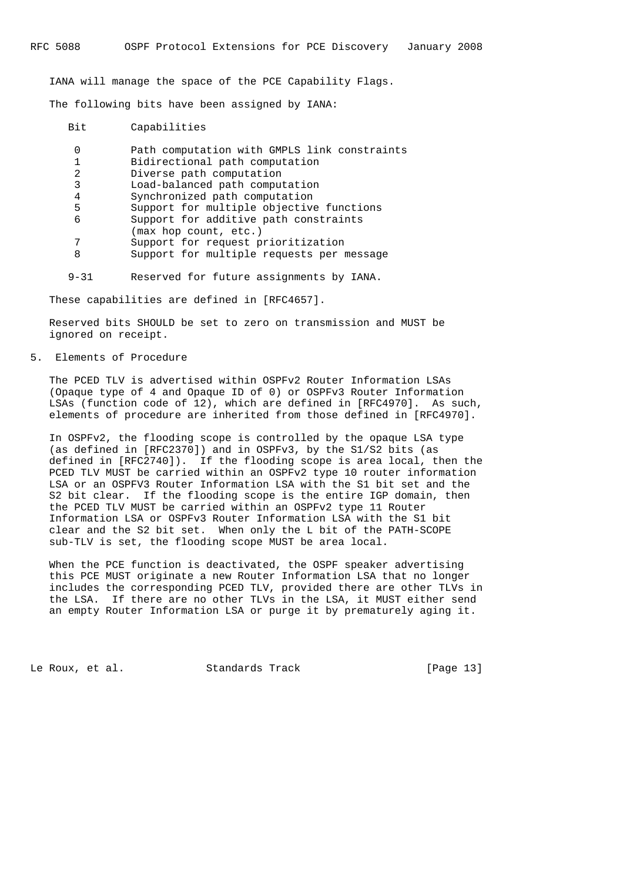IANA will manage the space of the PCE Capability Flags.

The following bits have been assigned by IANA:

| Bit | Capabilities |
|---|---|
| 0 | Path computation with GMPLS link constraints |
| 1 | Bidirectional path computation |
| 2 | Diverse path computation |
| 3 | Load-balanced path computation |
| 4 | Synchronized path computation |
| 5 | Support for multiple objective functions |
| 6 | Support for additive path constraints (max hop count, etc.) |
| 7 | Support for request prioritization |
| 8 | Support for multiple requests per message |
| 9-31 | Reserved for future assignments by IANA. |

These capabilities are defined in [RFC4657].

Reserved bits SHOULD be set to zero on transmission and MUST be ignored on receipt.

## 5. Elements of Procedure

The PCED TLV is advertised within OSPFv2 Router Information LSAs (Opaque type of 4 and Opaque ID of 0) or OSPFv3 Router Information LSAs (function code of 12), which are defined in [RFC4970]. As such, elements of procedure are inherited from those defined in [RFC4970].

In OSPFv2, the flooding scope is controlled by the opaque LSA type (as defined in [RFC2370]) and in OSPFv3, by the S1/S2 bits (as defined in [RFC2740]). If the flooding scope is area local, then the PCED TLV MUST be carried within an OSPFv2 type 10 router information LSA or an OSPFV3 Router Information LSA with the S1 bit set and the S2 bit clear. If the flooding scope is the entire IGP domain, then the PCED TLV MUST be carried within an OSPFv2 type 11 Router Information LSA or OSPFv3 Router Information LSA with the S1 bit clear and the S2 bit set. When only the L bit of the PATH-SCOPE sub-TLV is set, the flooding scope MUST be area local.

When the PCE function is deactivated, the OSPF speaker advertising this PCE MUST originate a new Router Information LSA that no longer includes the corresponding PCED TLV, provided there are other TLVs in the LSA. If there are no other TLVs in the LSA, it MUST either send an empty Router Information LSA or purge it by prematurely aging it.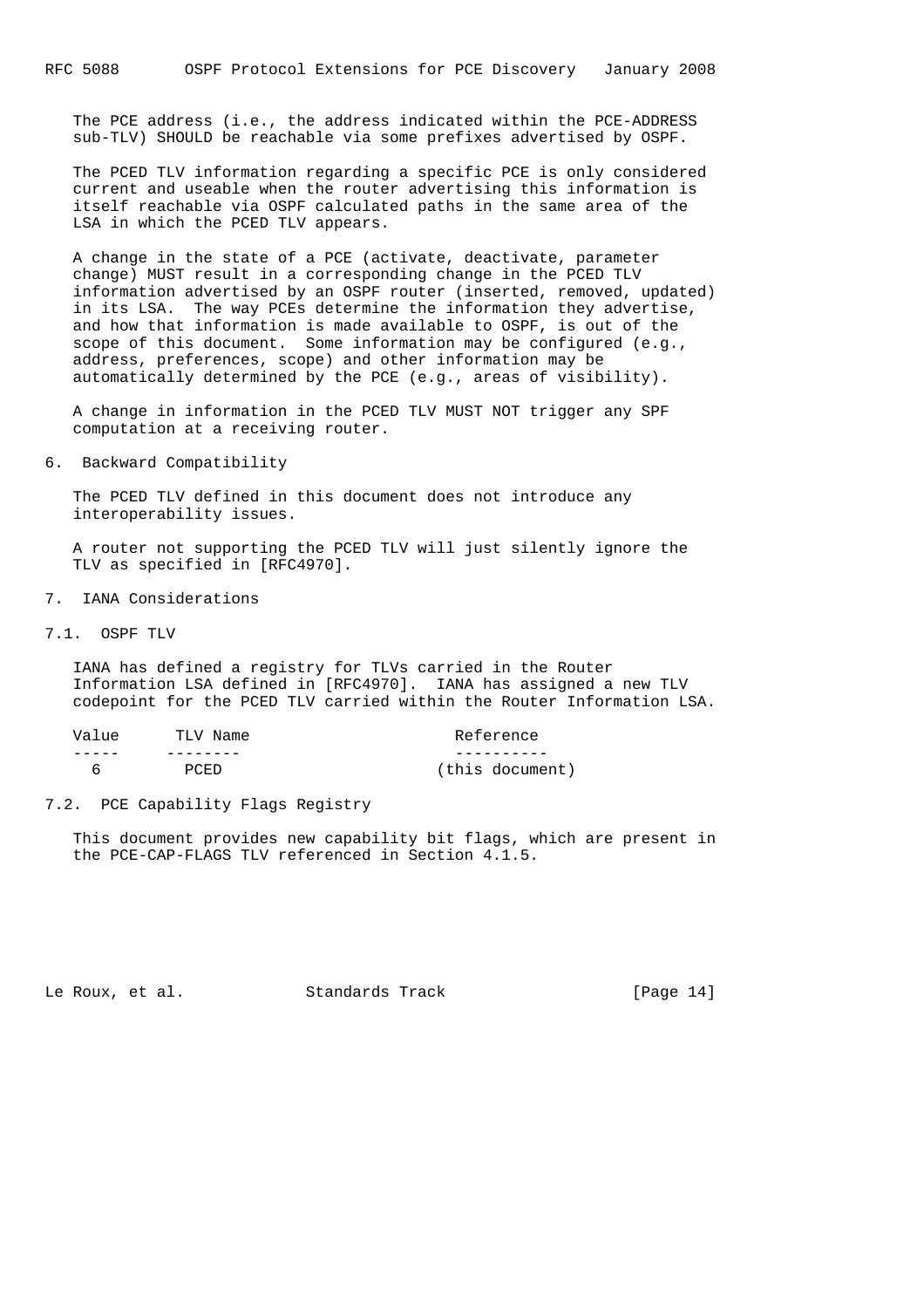The PCE address (i.e., the address indicated within the PCE-ADDRESS sub-TLV) SHOULD be reachable via some prefixes advertised by OSPF.

The PCED TLV information regarding a specific PCE is only considered current and useable when the router advertising this information is itself reachable via OSPF calculated paths in the same area of the LSA in which the PCED TLV appears.

A change in the state of a PCE (activate, deactivate, parameter change) MUST result in a corresponding change in the PCED TLV information advertised by an OSPF router (inserted, removed, updated) in its LSA. The way PCEs determine the information they advertise, and how that information is made available to OSPF, is out of the scope of this document. Some information may be configured (e.g., address, preferences, scope) and other information may be automatically determined by the PCE (e.g., areas of visibility).

A change in information in the PCED TLV MUST NOT trigger any SPF computation at a receiving router.

## 6. Backward Compatibility

The PCED TLV defined in this document does not introduce any interoperability issues.

A router not supporting the PCED TLV will just silently ignore the TLV as specified in [RFC4970].

## 7. IANA Considerations

### 7.1. OSPF TLV

IANA has defined a registry for TLVs carried in the Router Information LSA defined in [RFC4970]. IANA has assigned a new TLV codepoint for the PCED TLV carried within the Router Information LSA.

| Value | TLV Name | Reference |
|---|---|---|
| 6 | PCED | (this document) |

### 7.2. PCE Capability Flags Registry

This document provides new capability bit flags, which are present in the PCE-CAP-FLAGS TLV referenced in Section 4.1.5.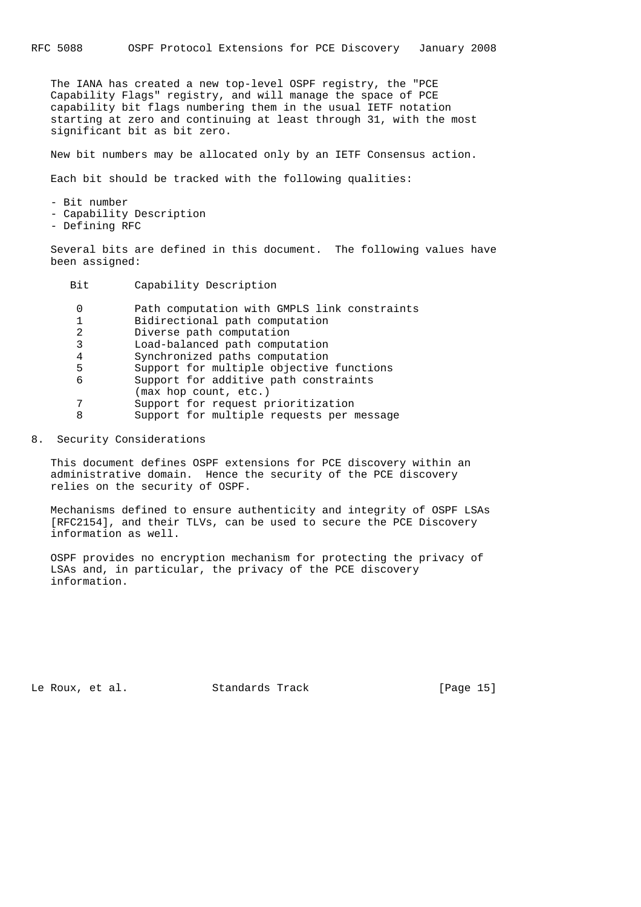The IANA has created a new top-level OSPF registry, the "PCE Capability Flags" registry, and will manage the space of PCE capability bit flags numbering them in the usual IETF notation starting at zero and continuing at least through 31, with the most significant bit as bit zero.

New bit numbers may be allocated only by an IETF Consensus action.

Each bit should be tracked with the following qualities:

- Bit number
- Capability Description
- Defining RFC

Several bits are defined in this document. The following values have been assigned:

| Bit | Capability Description |
|---|---|
| 0 | Path computation with GMPLS link constraints |
| 1 | Bidirectional path computation |
| 2 | Diverse path computation |
| 3 | Load-balanced path computation |
| 4 | Synchronized paths computation |
| 5 | Support for multiple objective functions |
| 6 | Support for additive path constraints (max hop count, etc.) |
| 7 | Support for request prioritization |
| 8 | Support for multiple requests per message |

## 8. Security Considerations

This document defines OSPF extensions for PCE discovery within an administrative domain. Hence the security of the PCE discovery relies on the security of OSPF.

Mechanisms defined to ensure authenticity and integrity of OSPF LSAs [RFC2154], and their TLVs, can be used to secure the PCE Discovery information as well.

OSPF provides no encryption mechanism for protecting the privacy of LSAs and, in particular, the privacy of the PCE discovery information.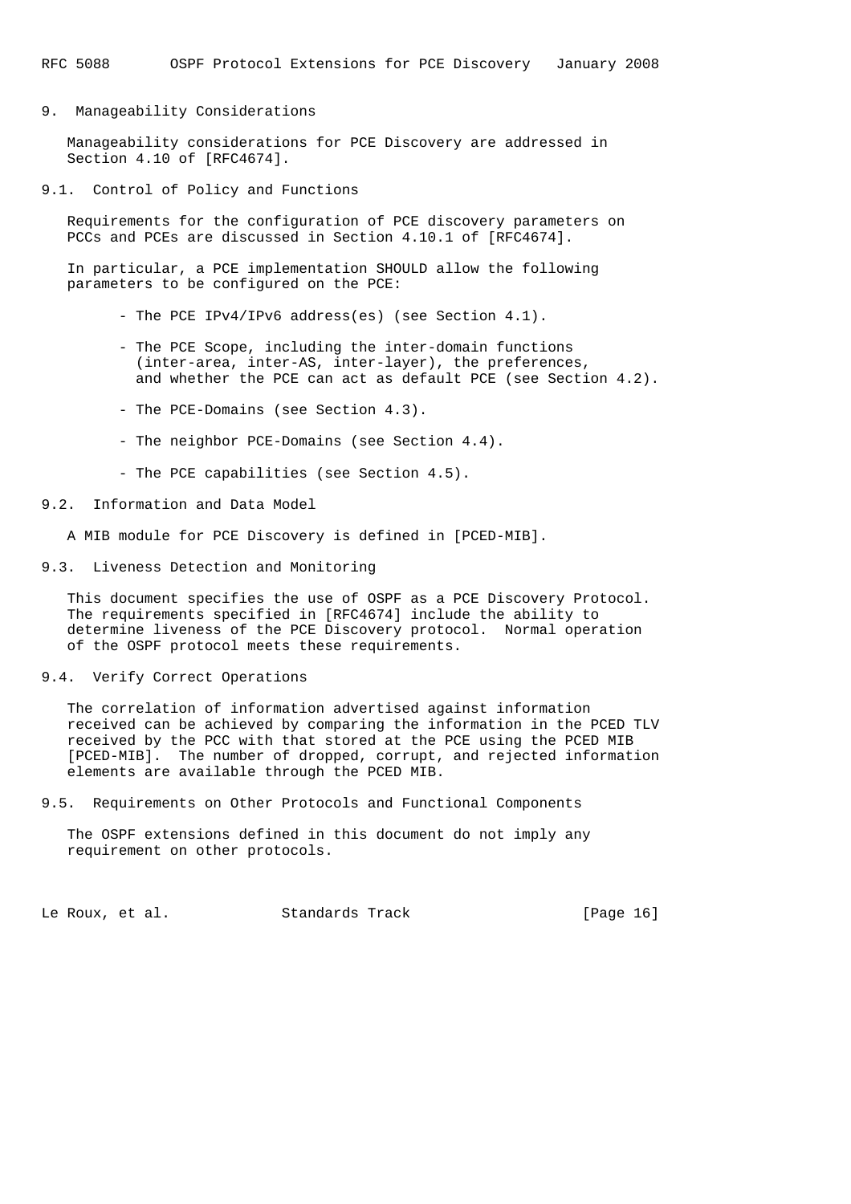## 9. Manageability Considerations

Manageability considerations for PCE Discovery are addressed in Section 4.10 of [RFC4674].

### 9.1. Control of Policy and Functions

Requirements for the configuration of PCE discovery parameters on PCCs and PCEs are discussed in Section 4.10.1 of [RFC4674].

In particular, a PCE implementation SHOULD allow the following parameters to be configured on the PCE:

- The PCE IPv4/IPv6 address(es) (see Section 4.1).
- The PCE Scope, including the inter-domain functions (inter-area, inter-AS, inter-layer), the preferences, and whether the PCE can act as default PCE (see Section 4.2).
- The PCE-Domains (see Section 4.3).
- The neighbor PCE-Domains (see Section 4.4).
- The PCE capabilities (see Section 4.5).

### 9.2. Information and Data Model

A MIB module for PCE Discovery is defined in [PCED-MIB].

### 9.3. Liveness Detection and Monitoring

This document specifies the use of OSPF as a PCE Discovery Protocol. The requirements specified in [RFC4674] include the ability to determine liveness of the PCE Discovery protocol. Normal operation of the OSPF protocol meets these requirements.

### 9.4. Verify Correct Operations

The correlation of information advertised against information received can be achieved by comparing the information in the PCED TLV received by the PCC with that stored at the PCE using the PCED MIB [PCED-MIB]. The number of dropped, corrupt, and rejected information elements are available through the PCED MIB.

### 9.5. Requirements on Other Protocols and Functional Components

The OSPF extensions defined in this document do not imply any requirement on other protocols.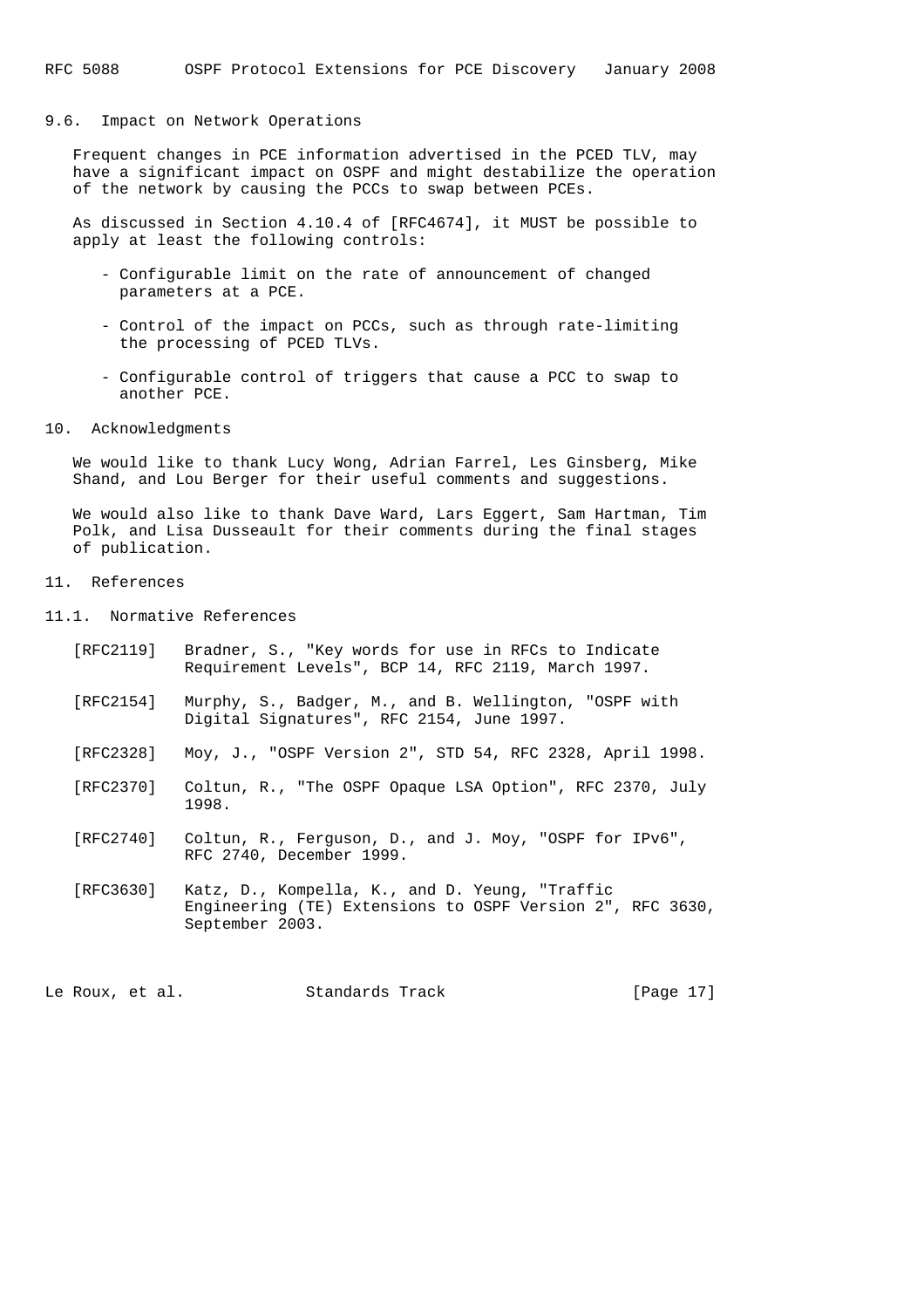### 9.6. Impact on Network Operations

Frequent changes in PCE information advertised in the PCED TLV, may have a significant impact on OSPF and might destabilize the operation of the network by causing the PCCs to swap between PCEs.

As discussed in Section 4.10.4 of [RFC4674], it MUST be possible to apply at least the following controls:

- Configurable limit on the rate of announcement of changed parameters at a PCE.
- Control of the impact on PCCs, such as through rate-limiting the processing of PCED TLVs.
- Configurable control of triggers that cause a PCC to swap to another PCE.

## 10. Acknowledgments

We would like to thank Lucy Wong, Adrian Farrel, Les Ginsberg, Mike Shand, and Lou Berger for their useful comments and suggestions.

We would also like to thank Dave Ward, Lars Eggert, Sam Hartman, Tim Polk, and Lisa Dusseault for their comments during the final stages of publication.

## 11. References

### 11.1. Normative References

[RFC2119] Bradner, S., "Key words for use in RFCs to Indicate Requirement Levels", BCP 14, RFC 2119, March 1997.

[RFC2154] Murphy, S., Badger, M., and B. Wellington, "OSPF with Digital Signatures", RFC 2154, June 1997.

[RFC2328] Moy, J., "OSPF Version 2", STD 54, RFC 2328, April 1998.

[RFC2370] Coltun, R., "The OSPF Opaque LSA Option", RFC 2370, July 1998.

[RFC2740] Coltun, R., Ferguson, D., and J. Moy, "OSPF for IPv6", RFC 2740, December 1999.

[RFC3630] Katz, D., Kompella, K., and D. Yeung, "Traffic Engineering (TE) Extensions to OSPF Version 2", RFC 3630, September 2003.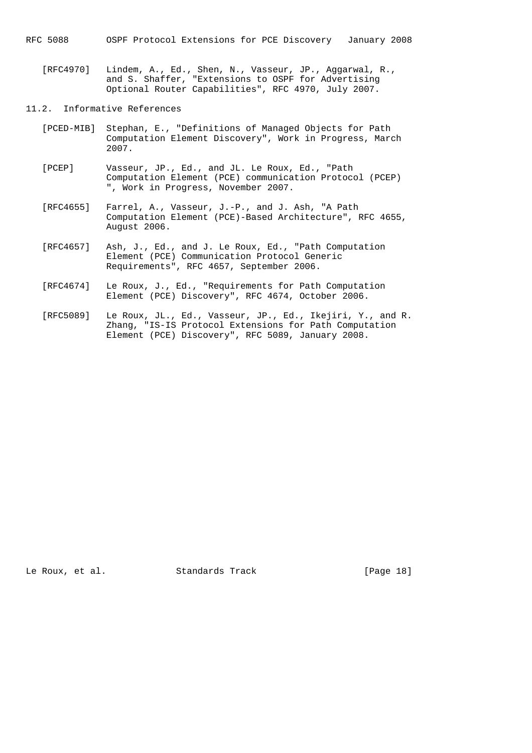[RFC4970] Lindem, A., Ed., Shen, N., Vasseur, JP., Aggarwal, R., and S. Shaffer, "Extensions to OSPF for Advertising Optional Router Capabilities", RFC 4970, July 2007.

## 11.2. Informative References

[PCED-MIB] Stephan, E., "Definitions of Managed Objects for Path Computation Element Discovery", Work in Progress, March 2007.

[PCEP] Vasseur, JP., Ed., and JL. Le Roux, Ed., "Path Computation Element (PCE) communication Protocol (PCEP) ", Work in Progress, November 2007.

[RFC4655] Farrel, A., Vasseur, J.-P., and J. Ash, "A Path Computation Element (PCE)-Based Architecture", RFC 4655, August 2006.

[RFC4657] Ash, J., Ed., and J. Le Roux, Ed., "Path Computation Element (PCE) Communication Protocol Generic Requirements", RFC 4657, September 2006.

[RFC4674] Le Roux, J., Ed., "Requirements for Path Computation Element (PCE) Discovery", RFC 4674, October 2006.

[RFC5089] Le Roux, JL., Ed., Vasseur, JP., Ed., Ikejiri, Y., and R. Zhang, "IS-IS Protocol Extensions for Path Computation Element (PCE) Discovery", RFC 5089, January 2008.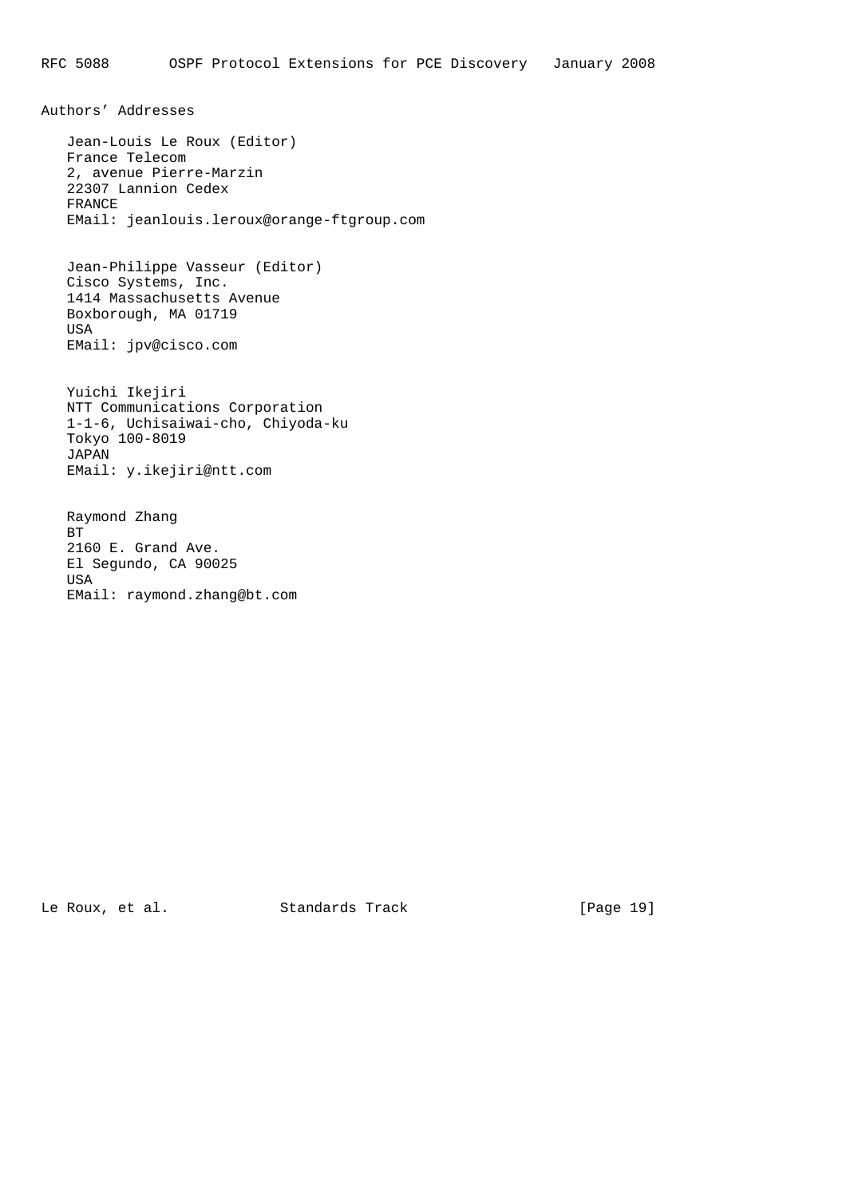## Authors' Addresses

Jean-Louis Le Roux (Editor)
France Telecom
2, avenue Pierre-Marzin
22307 Lannion Cedex
FRANCE
EMail: jeanlouis.leroux@orange-ftgroup.com

Jean-Philippe Vasseur (Editor)
Cisco Systems, Inc.
1414 Massachusetts Avenue
Boxborough, MA 01719
USA
EMail: jpv@cisco.com

Yuichi Ikejiri
NTT Communications Corporation
1-1-6, Uchisaiwai-cho, Chiyoda-ku
Tokyo 100-8019
JAPAN
EMail: y.ikejiri@ntt.com

Raymond Zhang
BT
2160 E. Grand Ave.
El Segundo, CA 90025
USA
EMail: raymond.zhang@bt.com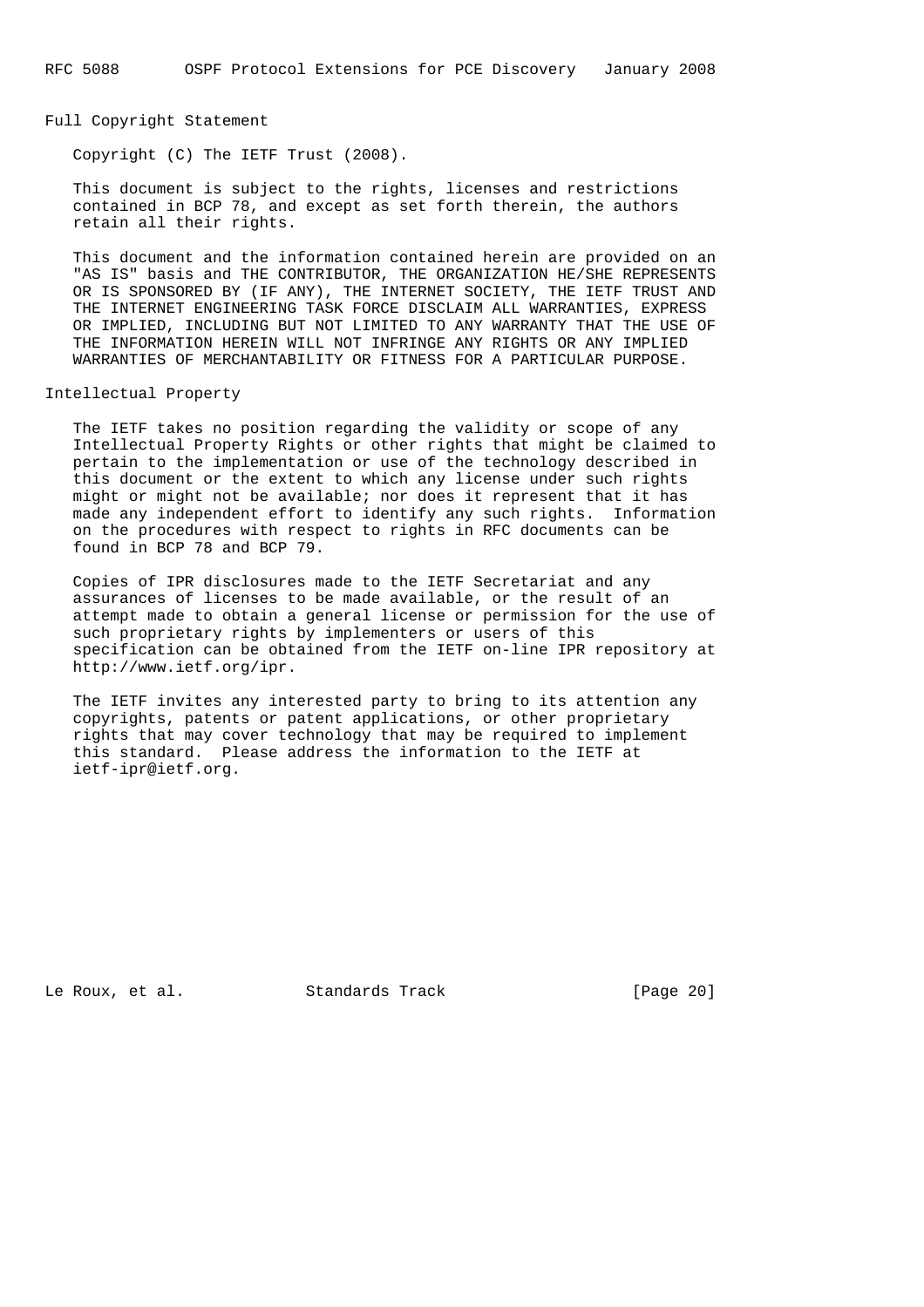## Full Copyright Statement

Copyright (C) The IETF Trust (2008).

This document is subject to the rights, licenses and restrictions contained in BCP 78, and except as set forth therein, the authors retain all their rights.

This document and the information contained herein are provided on an "AS IS" basis and THE CONTRIBUTOR, THE ORGANIZATION HE/SHE REPRESENTS OR IS SPONSORED BY (IF ANY), THE INTERNET SOCIETY, THE IETF TRUST AND THE INTERNET ENGINEERING TASK FORCE DISCLAIM ALL WARRANTIES, EXPRESS OR IMPLIED, INCLUDING BUT NOT LIMITED TO ANY WARRANTY THAT THE USE OF THE INFORMATION HEREIN WILL NOT INFRINGE ANY RIGHTS OR ANY IMPLIED WARRANTIES OF MERCHANTABILITY OR FITNESS FOR A PARTICULAR PURPOSE.

## Intellectual Property

The IETF takes no position regarding the validity or scope of any Intellectual Property Rights or other rights that might be claimed to pertain to the implementation or use of the technology described in this document or the extent to which any license under such rights might or might not be available; nor does it represent that it has made any independent effort to identify any such rights. Information on the procedures with respect to rights in RFC documents can be found in BCP 78 and BCP 79.

Copies of IPR disclosures made to the IETF Secretariat and any assurances of licenses to be made available, or the result of an attempt made to obtain a general license or permission for the use of such proprietary rights by implementers or users of this specification can be obtained from the IETF on-line IPR repository at http://www.ietf.org/ipr.

The IETF invites any interested party to bring to its attention any copyrights, patents or patent applications, or other proprietary rights that may cover technology that may be required to implement this standard. Please address the information to the IETF at ietf-ipr@ietf.org.